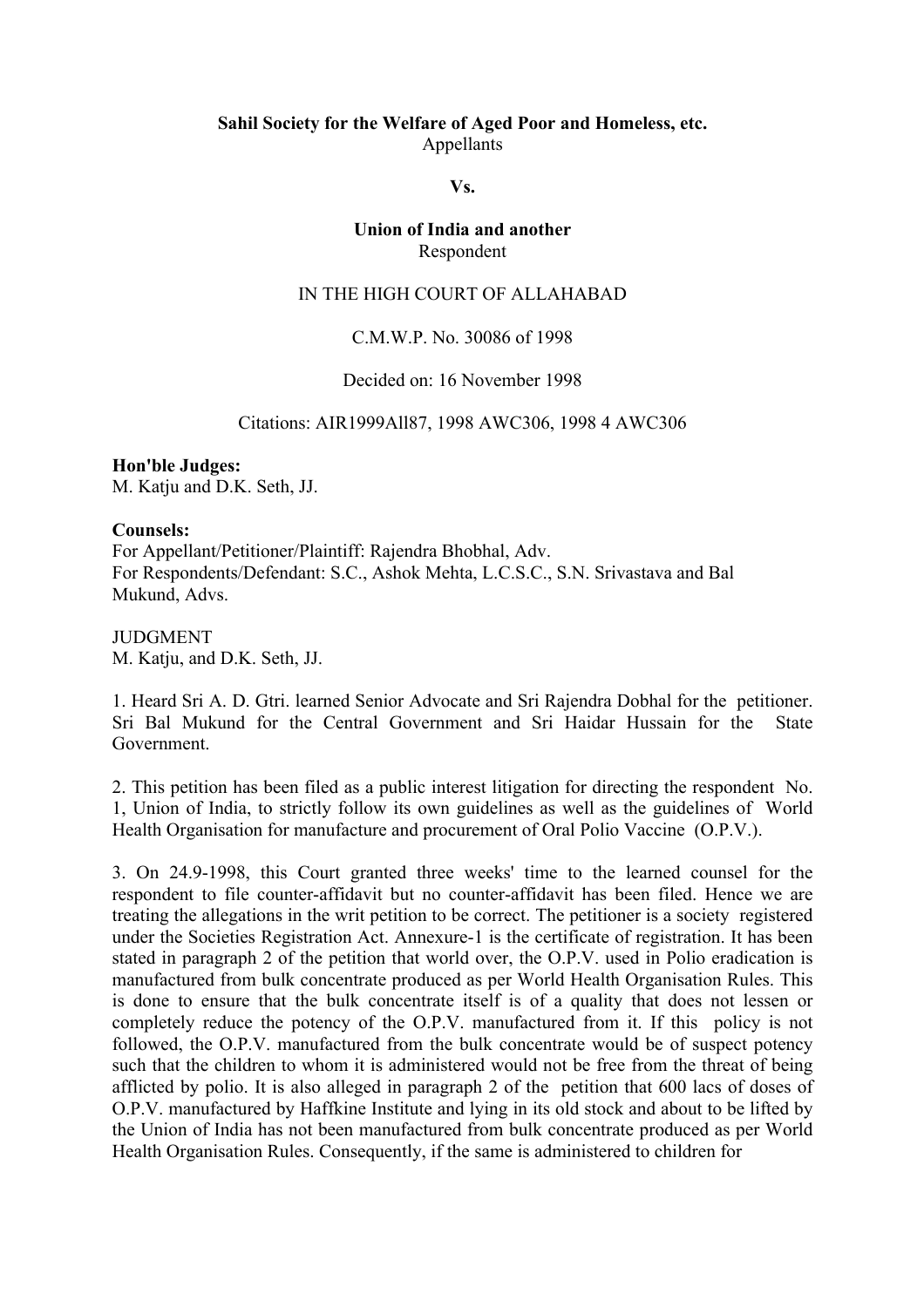**Sahil Society for the Welfare of Aged Poor and Homeless, etc.**
Appellants

**Vs.**

**Union of India and another**
Respondent

IN THE HIGH COURT OF ALLAHABAD

C.M.W.P. No. 30086 of 1998

Decided on: 16 November 1998

Citations: AIR1999All87, 1998 AWC306, 1998 4 AWC306

**Hon'ble Judges:**
M. Katju and D.K. Seth, JJ.

**Counsels:**
For Appellant/Petitioner/Plaintiff: Rajendra Bhobhal, Adv.
For Respondents/Defendant: S.C., Ashok Mehta, L.C.S.C., S.N. Srivastava and Bal Mukund, Advs.

JUDGMENT
M. Katju, and D.K. Seth, JJ.

1. Heard Sri A. D. Gtri. learned Senior Advocate and Sri Rajendra Dobhal for the petitioner. Sri Bal Mukund for the Central Government and Sri Haidar Hussain for the State Government.

2. This petition has been filed as a public interest litigation for directing the respondent No. 1, Union of India, to strictly follow its own guidelines as well as the guidelines of World Health Organisation for manufacture and procurement of Oral Polio Vaccine (O.P.V.).

3. On 24.9-1998, this Court granted three weeks' time to the learned counsel for the respondent to file counter-affidavit but no counter-affidavit has been filed. Hence we are treating the allegations in the writ petition to be correct. The petitioner is a society registered under the Societies Registration Act. Annexure-1 is the certificate of registration. It has been stated in paragraph 2 of the petition that world over, the O.P.V. used in Polio eradication is manufactured from bulk concentrate produced as per World Health Organisation Rules. This is done to ensure that the bulk concentrate itself is of a quality that does not lessen or completely reduce the potency of the O.P.V. manufactured from it. If this policy is not followed, the O.P.V. manufactured from the bulk concentrate would be of suspect potency such that the children to whom it is administered would not be free from the threat of being afflicted by polio. It is also alleged in paragraph 2 of the petition that 600 lacs of doses of O.P.V. manufactured by Haffkine Institute and lying in its old stock and about to be lifted by the Union of India has not been manufactured from bulk concentrate produced as per World Health Organisation Rules. Consequently, if the same is administered to children for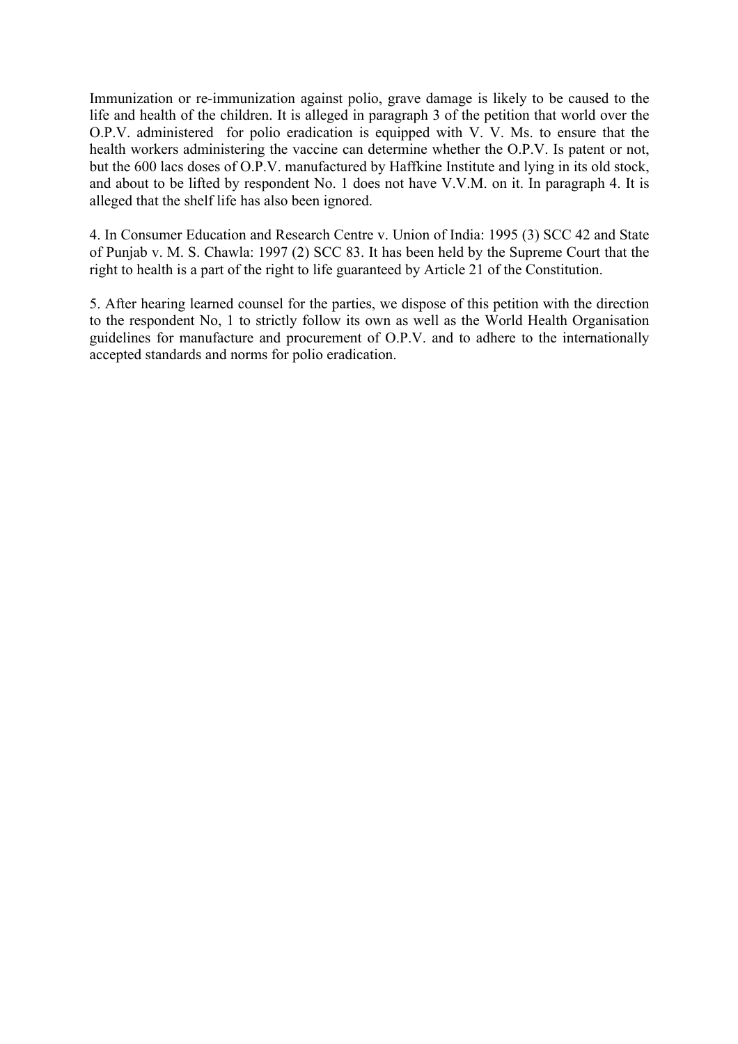Immunization or re-immunization against polio, grave damage is likely to be caused to the life and health of the children. It is alleged in paragraph 3 of the petition that world over the O.P.V. administered for polio eradication is equipped with V. V. Ms. to ensure that the health workers administering the vaccine can determine whether the O.P.V. Is patent or not, but the 600 lacs doses of O.P.V. manufactured by Haffkine Institute and lying in its old stock, and about to be lifted by respondent No. 1 does not have V.V.M. on it. In paragraph 4. It is alleged that the shelf life has also been ignored.

4. In Consumer Education and Research Centre v. Union of India: 1995 (3) SCC 42 and State of Punjab v. M. S. Chawla: 1997 (2) SCC 83. It has been held by the Supreme Court that the right to health is a part of the right to life guaranteed by Article 21 of the Constitution.

5. After hearing learned counsel for the parties, we dispose of this petition with the direction to the respondent No, 1 to strictly follow its own as well as the World Health Organisation guidelines for manufacture and procurement of O.P.V. and to adhere to the internationally accepted standards and norms for polio eradication.